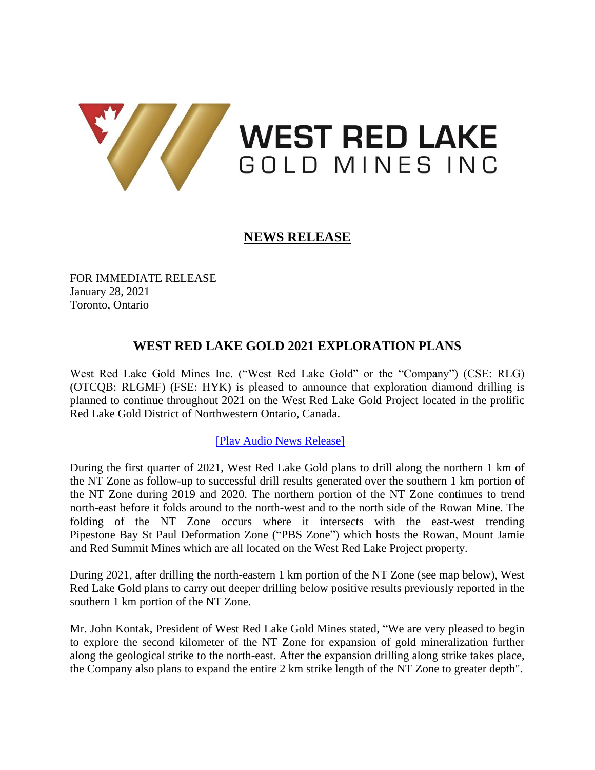WEST RED LAKE
GOLD MINES INC

## NEWS RELEASE

FOR IMMEDIATE RELEASE
January 28, 2021
Toronto, Ontario

# WEST RED LAKE GOLD 2021 EXPLORATION PLANS

West Red Lake Gold Mines Inc. ("West Red Lake Gold" or the "Company") (CSE: RLG) (OTCQB: RLGMF) (FSE: HYK) is pleased to announce that exploration diamond drilling is planned to continue throughout 2021 on the West Red Lake Gold Project located in the prolific Red Lake Gold District of Northwestern Ontario, Canada.

[Play Audio News Release]

During the first quarter of 2021, West Red Lake Gold plans to drill along the northern 1 km of the NT Zone as follow-up to successful drill results generated over the southern 1 km portion of the NT Zone during 2019 and 2020. The northern portion of the NT Zone continues to trend north-east before it folds around to the north-west and to the north side of the Rowan Mine. The folding of the NT Zone occurs where it intersects with the east-west trending Pipestone Bay St Paul Deformation Zone ("PBS Zone") which hosts the Rowan, Mount Jamie and Red Summit Mines which are all located on the West Red Lake Project property.

During 2021, after drilling the north-eastern 1 km portion of the NT Zone (see map below), West Red Lake Gold plans to carry out deeper drilling below positive results previously reported in the southern 1 km portion of the NT Zone.

Mr. John Kontak, President of West Red Lake Gold Mines stated, "We are very pleased to begin to explore the second kilometer of the NT Zone for expansion of gold mineralization further along the geological strike to the north-east. After the expansion drilling along strike takes place, the Company also plans to expand the entire 2 km strike length of the NT Zone to greater depth".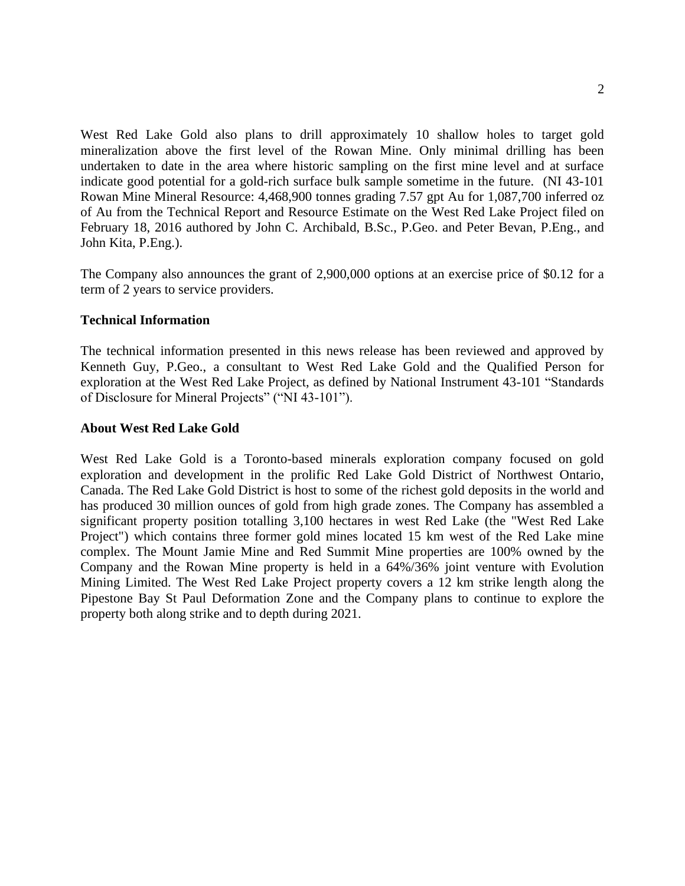West Red Lake Gold also plans to drill approximately 10 shallow holes to target gold mineralization above the first level of the Rowan Mine. Only minimal drilling has been undertaken to date in the area where historic sampling on the first mine level and at surface indicate good potential for a gold-rich surface bulk sample sometime in the future. (NI 43-101 Rowan Mine Mineral Resource: 4,468,900 tonnes grading 7.57 gpt Au for 1,087,700 inferred oz of Au from the Technical Report and Resource Estimate on the West Red Lake Project filed on February 18, 2016 authored by John C. Archibald, B.Sc., P.Geo. and Peter Bevan, P.Eng., and John Kita, P.Eng.).

The Company also announces the grant of 2,900,000 options at an exercise price of $0.12 for a term of 2 years to service providers.

**Technical Information**

The technical information presented in this news release has been reviewed and approved by Kenneth Guy, P.Geo., a consultant to West Red Lake Gold and the Qualified Person for exploration at the West Red Lake Project, as defined by National Instrument 43-101 "Standards of Disclosure for Mineral Projects" ("NI 43-101").

**About West Red Lake Gold**

West Red Lake Gold is a Toronto-based minerals exploration company focused on gold exploration and development in the prolific Red Lake Gold District of Northwest Ontario, Canada. The Red Lake Gold District is host to some of the richest gold deposits in the world and has produced 30 million ounces of gold from high grade zones. The Company has assembled a significant property position totalling 3,100 hectares in west Red Lake (the "West Red Lake Project") which contains three former gold mines located 15 km west of the Red Lake mine complex. The Mount Jamie Mine and Red Summit Mine properties are 100% owned by the Company and the Rowan Mine property is held in a 64%/36% joint venture with Evolution Mining Limited. The West Red Lake Project property covers a 12 km strike length along the Pipestone Bay St Paul Deformation Zone and the Company plans to continue to explore the property both along strike and to depth during 2021.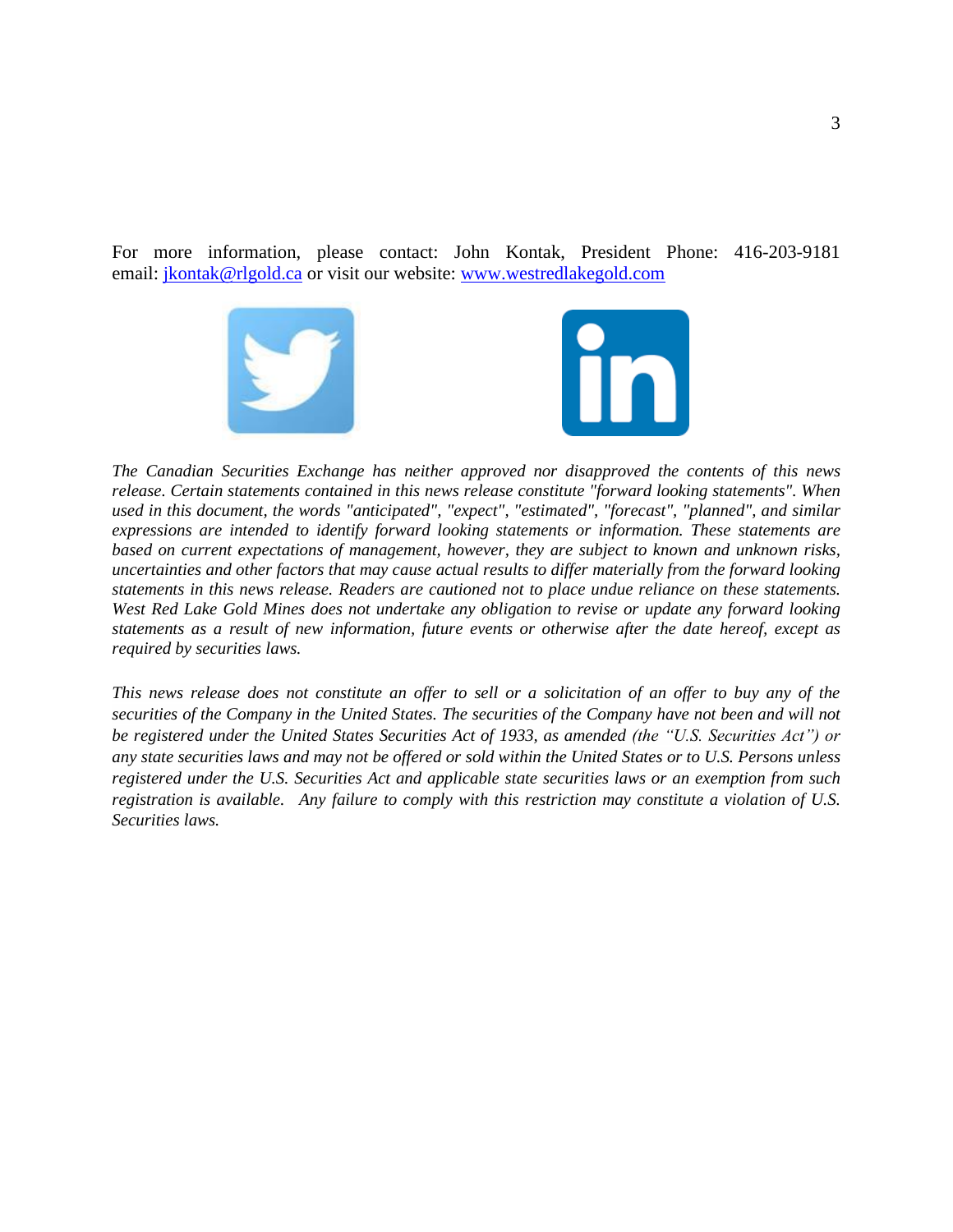For more information, please contact: John Kontak, President Phone: 416-203-9181 email: [jkontak@rlgold.ca](mailto:jkontak@rlgold.ca) or visit our website: [www.westredlakegold.com](http://www.westredlakegold.com)

*The Canadian Securities Exchange has neither approved nor disapproved the contents of this news release. Certain statements contained in this news release constitute "forward looking statements". When used in this document, the words "anticipated", "expect", "estimated", "forecast", "planned", and similar expressions are intended to identify forward looking statements or information. These statements are based on current expectations of management, however, they are subject to known and unknown risks, uncertainties and other factors that may cause actual results to differ materially from the forward looking statements in this news release. Readers are cautioned not to place undue reliance on these statements. West Red Lake Gold Mines does not undertake any obligation to revise or update any forward looking statements as a result of new information, future events or otherwise after the date hereof, except as required by securities laws.*

*This news release does not constitute an offer to sell or a solicitation of an offer to buy any of the securities of the Company in the United States. The securities of the Company have not been and will not be registered under the United States Securities Act of 1933, as amended (the "U.S. Securities Act") or any state securities laws and may not be offered or sold within the United States or to U.S. Persons unless registered under the U.S. Securities Act and applicable state securities laws or an exemption from such registration is available. Any failure to comply with this restriction may constitute a violation of U.S. Securities laws.*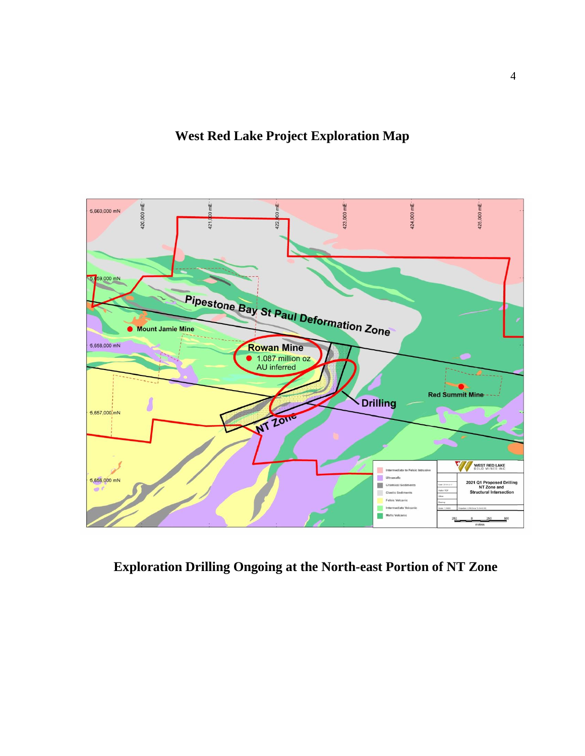## West Red Lake Project Exploration Map

5,660,000 mN
5,659,000 mN
5,658,000 mN
5,657,000 mN
5,656,000 mN
420,000 mE
421,000 mE
422,000 mE
423,000 mE
424,000 mE
425,000 mE

Pipestone Bay St Paul Deformation Zone
Mount Jamie Mine
Rowan Mine
1.087 million oz
AU inferred
Red Summit Mine
Drilling
NT Zone

Intermediate to Felsic Intrusive
Ultramafic
Chemical Sediments
Clastic Sediments
Felsic Volcanic
Intermediate Volcanic
Mafic Volcanic

WEST RED LAKE GOLD MINES INC
2021 Q1 Proposed Drilling
NT Zone and
Structural Intersection

250 0 250 500
metres

**Exploration Drilling Ongoing at the North-east Portion of NT Zone**